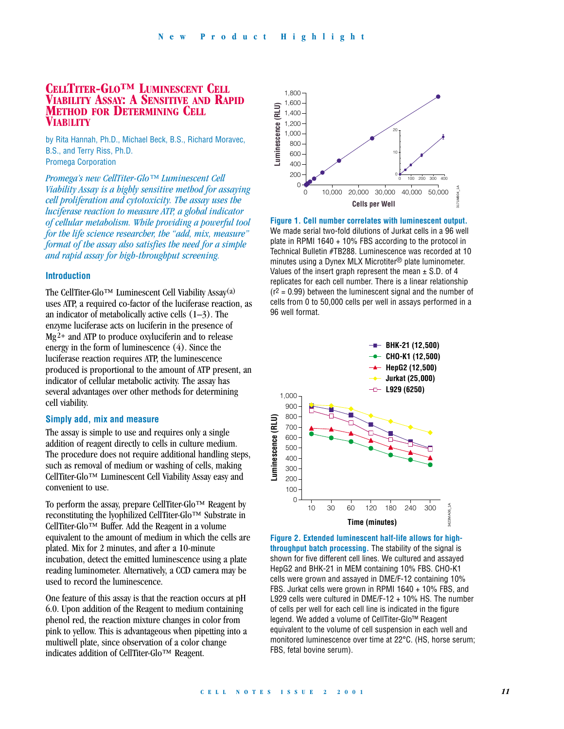# CellTiter-Glo™ Luminescent Cell Viability Assay: A Sensitive and Rapid Method for Determining Cell Viability

by Rita Hannah, Ph.D., Michael Beck, B.S., Richard Moravec, B.S., and Terry Riss, Ph.D.
Promega Corporation

*Promega's new CellTiter-Glo™ Luminescent Cell Viability Assay is a highly sensitive method for assaying cell proliferation and cytotoxicity. The assay uses the luciferase reaction to measure ATP, a global indicator of cellular metabolism. While providing a powerful tool for the life science researcher, the "add, mix, measure" format of the assay also satisfies the need for a simple and rapid assay for high-throughput screening.*

## Introduction

The CellTiter-Glo™ Luminescent Cell Viability Assay[a] uses ATP, a required co-factor of the luciferase reaction, as an indicator of metabolically active cells (1–3). The enzyme luciferase acts on luciferin in the presence of $Mg^{2+}$ and ATP to produce oxyluciferin and to release energy in the form of luminescence (4). Since the luciferase reaction requires ATP, the luminescence produced is proportional to the amount of ATP present, an indicator of cellular metabolic activity. The assay has several advantages over other methods for determining cell viability.

## Simply add, mix and measure

The assay is simple to use and requires only a single addition of reagent directly to cells in culture medium. The procedure does not require additional handling steps, such as removal of medium or washing of cells, making CellTiter-Glo™ Luminescent Cell Viability Assay easy and convenient to use.

To perform the assay, prepare CellTiter-Glo™ Reagent by reconstituting the lyophilized CellTiter-Glo™ Substrate in CellTiter-Glo™ Buffer. Add the Reagent in a volume equivalent to the amount of medium in which the cells are plated. Mix for 2 minutes, and after a 10-minute incubation, detect the emitted luminescence using a plate reading luminometer. Alternatively, a CCD camera may be used to record the luminescence.

One feature of this assay is that the reaction occurs at pH 6.0. Upon addition of the Reagent to medium containing phenol red, the reaction mixture changes in color from pink to yellow. This is advantageous when pipetting into a multiwell plate, since observation of a color change indicates addition of CellTiter-Glo™ Reagent.

**Figure 1. Cell number correlates with luminescent output.** We made serial two-fold dilutions of Jurkat cells in a 96 well plate in RPMI 1640 + 10% FBS according to the protocol in Technical Bulletin #TB288. Luminescence was recorded at 10 minutes using a Dynex MLX Microtiter® plate luminometer. Values of the insert graph represent the mean ± S.D. of 4 replicates for each cell number. There is a linear relationship ($r^2 = 0.99$) between the luminescent signal and the number of cells from 0 to 50,000 cells per well in assays performed in a 96 well format.

**Figure 2. Extended luminescent half-life allows for high-throughput batch processing.** The stability of the signal is shown for five different cell lines. We cultured and assayed HepG2 and BHK-21 in MEM containing 10% FBS. CHO-K1 cells were grown and assayed in DME/F-12 containing 10% FBS. Jurkat cells were grown in RPMI 1640 + 10% FBS, and L929 cells were cultured in DME/F-12 + 10% HS. The number of cells per well for each cell line is indicated in the figure legend. We added a volume of CellTiter-Glo™ Reagent equivalent to the volume of cell suspension in each well and monitored luminescence over time at 22°C. (HS, horse serum; FBS, fetal bovine serum).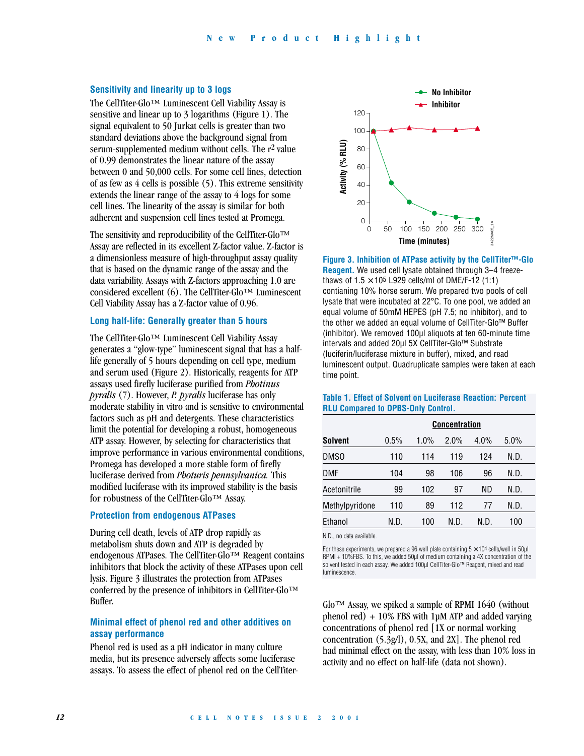### Sensitivity and linearity up to 3 logs

The CellTiter-Glo™ Luminescent Cell Viability Assay is sensitive and linear up to 3 logarithms (Figure 1). The signal equivalent to 50 Jurkat cells is greater than two standard deviations above the background signal from serum-supplemented medium without cells. The $r^2$ value of 0.99 demonstrates the linear nature of the assay between 0 and 50,000 cells. For some cell lines, detection of as few as 4 cells is possible (5). This extreme sensitivity extends the linear range of the assay to 4 logs for some cell lines. The linearity of the assay is similar for both adherent and suspension cell lines tested at Promega.

The sensitivity and reproducibility of the CellTiter-Glo™ Assay are reflected in its excellent Z-factor value. Z-factor is a dimensionless measure of high-throughput assay quality that is based on the dynamic range of the assay and the data variability. Assays with Z-factors approaching 1.0 are considered excellent (6). The CellTiter-Glo™ Luminescent Cell Viability Assay has a Z-factor value of 0.96.

### Long half-life: Generally greater than 5 hours

The CellTiter-Glo™ Luminescent Cell Viability Assay generates a "glow-type" luminescent signal that has a half-life generally of 5 hours depending on cell type, medium and serum used (Figure 2). Historically, reagents for ATP assays used firefly luciferase purified from *Photinus pyralis* (7). However, *P. pyralis* luciferase has only moderate stability in vitro and is sensitive to environmental factors such as pH and detergents. These characteristics limit the potential for developing a robust, homogeneous ATP assay. However, by selecting for characteristics that improve performance in various environmental conditions, Promega has developed a more stable form of firefly luciferase derived from *Photuris pennsylvanica.* This modified luciferase with its improved stability is the basis for robustness of the CellTiter-Glo™ Assay.

### Protection from endogenous ATPases

During cell death, levels of ATP drop rapidly as metabolism shuts down and ATP is degraded by endogenous ATPases. The CellTiter-Glo™ Reagent contains inhibitors that block the activity of these ATPases upon cell lysis. Figure 3 illustrates the protection from ATPases conferred by the presence of inhibitors in CellTiter-Glo™ Buffer.

### Minimal effect of phenol red and other additives on assay performance

Phenol red is used as a pH indicator in many culture media, but its presence adversely affects some luciferase assays. To assess the effect of phenol red on the CellTiter-Glo™ Assay, we spiked a sample of RPMI 1640 (without phenol red) + 10% FBS with 1µM ATP and added varying concentrations of phenol red [1X or normal working concentration (5.3g/l), 0.5X, and 2X]. The phenol red had minimal effect on the assay, with less than 10% loss in activity and no effect on half-life (data not shown).

**Figure 3. Inhibition of ATPase activity by the CellTiter™-Glo Reagent.** We used cell lysate obtained through 3–4 freeze-thaws of $1.5 \times 10^5$ L929 cells/ml of DME/F-12 (1:1) contianing 10% horse serum. We prepared two pools of cell lysate that were incubated at 22°C. To one pool, we added an equal volume of 50mM HEPES (pH 7.5; no inhibitor), and to the other we added an equal volume of CellTiter-Glo™ Buffer (inhibitor). We removed 100µl aliquots at ten 60-minute time intervals and added 20µl 5X CellTiter-Glo™ Substrate (luciferin/luciferase mixture in buffer), mixed, and read luminescent output. Quadruplicate samples were taken at each time point.

**Table 1. Effect of Solvent on Luciferase Reaction: Percent RLU Compared to DPBS-Only Control.**

| | Concentration | | | | |
|---|---|---|---|---|---|
| **Solvent** | 0.5% | 1.0% | 2.0% | 4.0% | 5.0% |
| DMSO | 110 | 114 | 119 | 124 | N.D. |
| DMF | 104 | 98 | 106 | 96 | N.D. |
| Acetonitrile | 99 | 102 | 97 | ND | N.D. |
| Methylpyridone | 110 | 89 | 112 | 77 | N.D. |
| Ethanol | N.D. | 100 | N.D. | N.D. | 100 |

N.D., no data available.

For these experiments, we prepared a 96 well plate containing $5 \times 10^4$ cells/well in 50µl RPMI + 10%FBS. To this, we added 50µl of medium containing a 4X concentration of the solvent tested in each assay. We added 100µl CellTiter-Glo™ Reagent, mixed and read luminescence.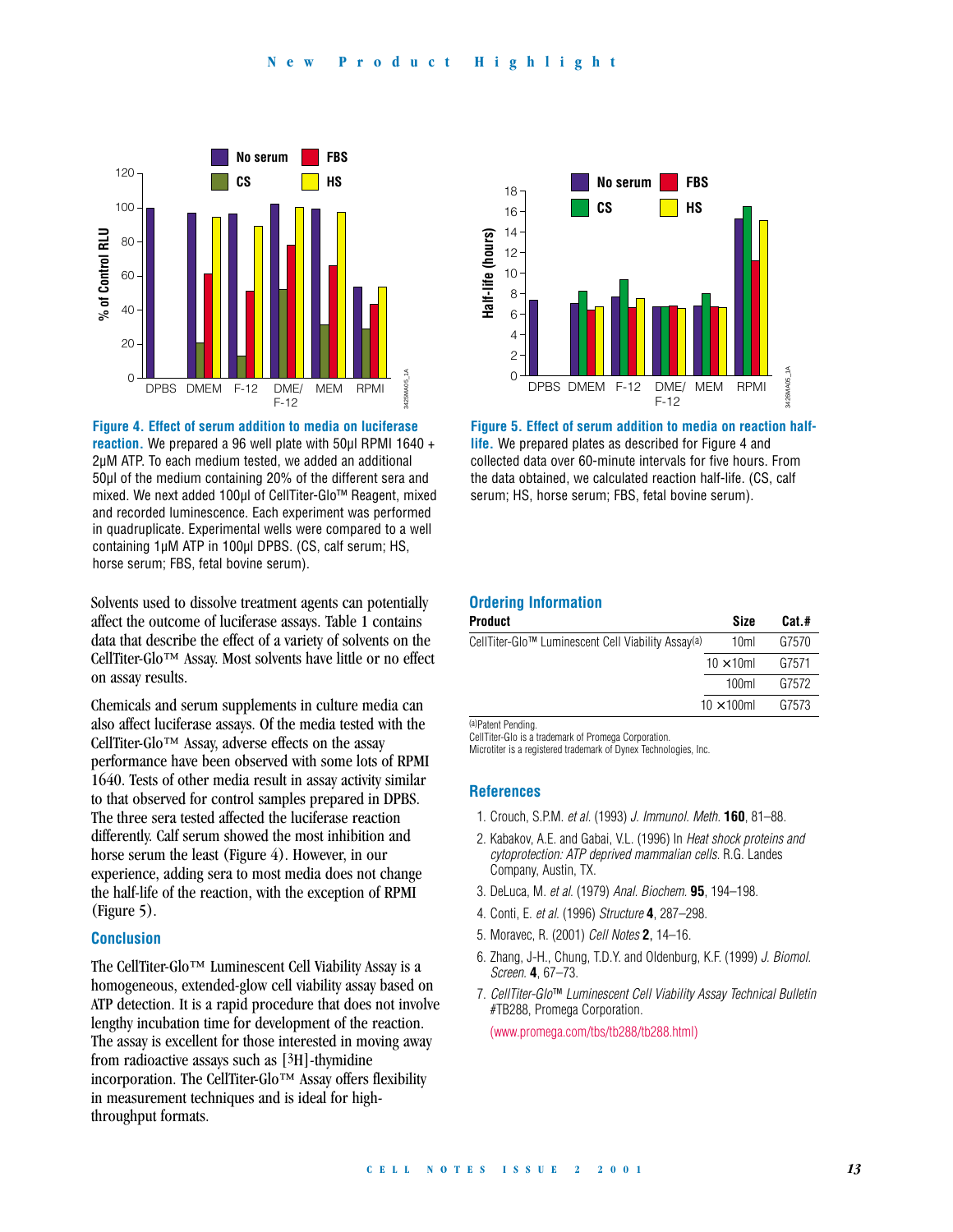No serum
FBS
CS
HS

120
100
80
60
40
20
0

% of Control RLU

DPBS DMEM F-12 DME/ F-12 MEM RPMI

3425MA05_1A

**Figure 4. Effect of serum addition to media on luciferase reaction.** We prepared a 96 well plate with 50µl RPMI 1640 + 2µM ATP. To each medium tested, we added an additional 50µl of the medium containing 20% of the different sera and mixed. We next added 100µl of CellTiter-Glo™ Reagent, mixed and recorded luminescence. Each experiment was performed in quadruplicate. Experimental wells were compared to a well containing 1µM ATP in 100µl DPBS. (CS, calf serum; HS, horse serum; FBS, fetal bovine serum).

No serum
FBS
CS
HS

18
16
14
12
10
8
6
4
2
0

Half-life (hours)

DPBS DMEM F-12 DME/ F-12 MEM RPMI

3428MA05_1A

**Figure 5. Effect of serum addition to media on reaction half-life.** We prepared plates as described for Figure 4 and collected data over 60-minute intervals for five hours. From the data obtained, we calculated reaction half-life. (CS, calf serum; HS, horse serum; FBS, fetal bovine serum).

Solvents used to dissolve treatment agents can potentially affect the outcome of luciferase assays. Table 1 contains data that describe the effect of a variety of solvents on the CellTiter-Glo™ Assay. Most solvents have little or no effect on assay results.

Chemicals and serum supplements in culture media can also affect luciferase assays. Of the media tested with the CellTiter-Glo™ Assay, adverse effects on the assay performance have been observed with some lots of RPMI 1640. Tests of other media result in assay activity similar to that observed for control samples prepared in DPBS. The three sera tested affected the luciferase reaction differently. Calf serum showed the most inhibition and horse serum the least (Figure 4). However, in our experience, adding sera to most media does not change the half-life of the reaction, with the exception of RPMI (Figure 5).

## Conclusion

The CellTiter-Glo™ Luminescent Cell Viability Assay is a homogeneous, extended-glow cell viability assay based on ATP detection. It is a rapid procedure that does not involve lengthy incubation time for development of the reaction. The assay is excellent for those interested in moving away from radioactive assays such as [$^3$H]-thymidine incorporation. The CellTiter-Glo™ Assay offers flexibility in measurement techniques and is ideal for high-throughput formats.

## Ordering Information

| Product | Size | Cat.# |
|---|---|---|
| CellTiter-Glo™ Luminescent Cell Viability Assay[(a)] | 10ml | G7570 |
| | 10 × 10ml | G7571 |
| | 100ml | G7572 |
| | 10 × 100ml | G7573 |

[(a)]Patent Pending.
CellTiter-Glo is a trademark of Promega Corporation.
Microtiter is a registered trademark of Dynex Technologies, Inc.

## References

1. Crouch, S.P.M. *et al.* (1993) *J. Immunol. Meth.* **160**, 81–88.
2. Kabakov, A.E. and Gabai, V.L. (1996) In *Heat shock proteins and cytoprotection: ATP deprived mammalian cells.* R.G. Landes Company, Austin, TX.
3. DeLuca, M. *et al.* (1979) *Anal. Biochem.* **95**, 194–198.
4. Conti, E. *et al.* (1996) *Structure* **4**, 287–298.
5. Moravec, R. (2001) *Cell Notes* **2**, 14–16.
6. Zhang, J-H., Chung, T.D.Y. and Oldenburg, K.F. (1999) *J. Biomol. Screen.* **4**, 67–73.
7. *CellTiter-Glo™ Luminescent Cell Viability Assay Technical Bulletin* #TB288, Promega Corporation.
   (www.promega.com/tbs/tb288/tb288.html)